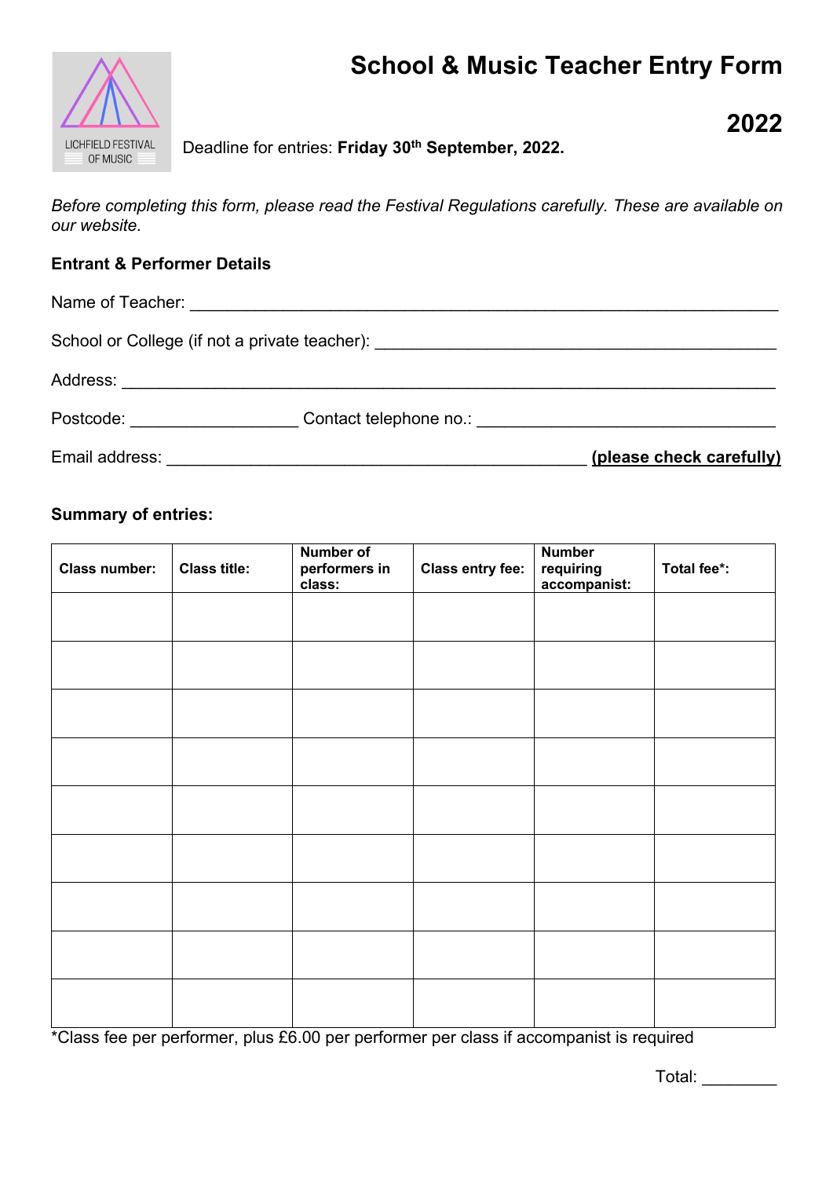# School & Music Teacher Entry Form

## 2022

LICHFIELD FESTIVAL OF MUSIC

Deadline for entries: **Friday 30th September, 2022.**

*Before completing this form, please read the Festival Regulations carefully. These are available on our website.*

**Entrant & Performer Details**

Name of Teacher: ______________________________________________________________

School or College (if not a private teacher): __________________________________________

Address: ______________________________________________________________________

Postcode: __________________ Contact telephone no.: ________________________________

Email address: ______________________________________________ **(please check carefully)**

**Summary of entries:**

| Class number: | Class title: | Number of performers in class: | Class entry fee: | Number requiring accompanist: | Total fee*: |
|---|---|---|---|---|---|
| | | | | | |
| | | | | | |
| | | | | | |
| | | | | | |
| | | | | | |
| | | | | | |
| | | | | | |
| | | | | | |
| | | | | | |

*Class fee per performer, plus £6.00 per performer per class if accompanist is required

Total: ________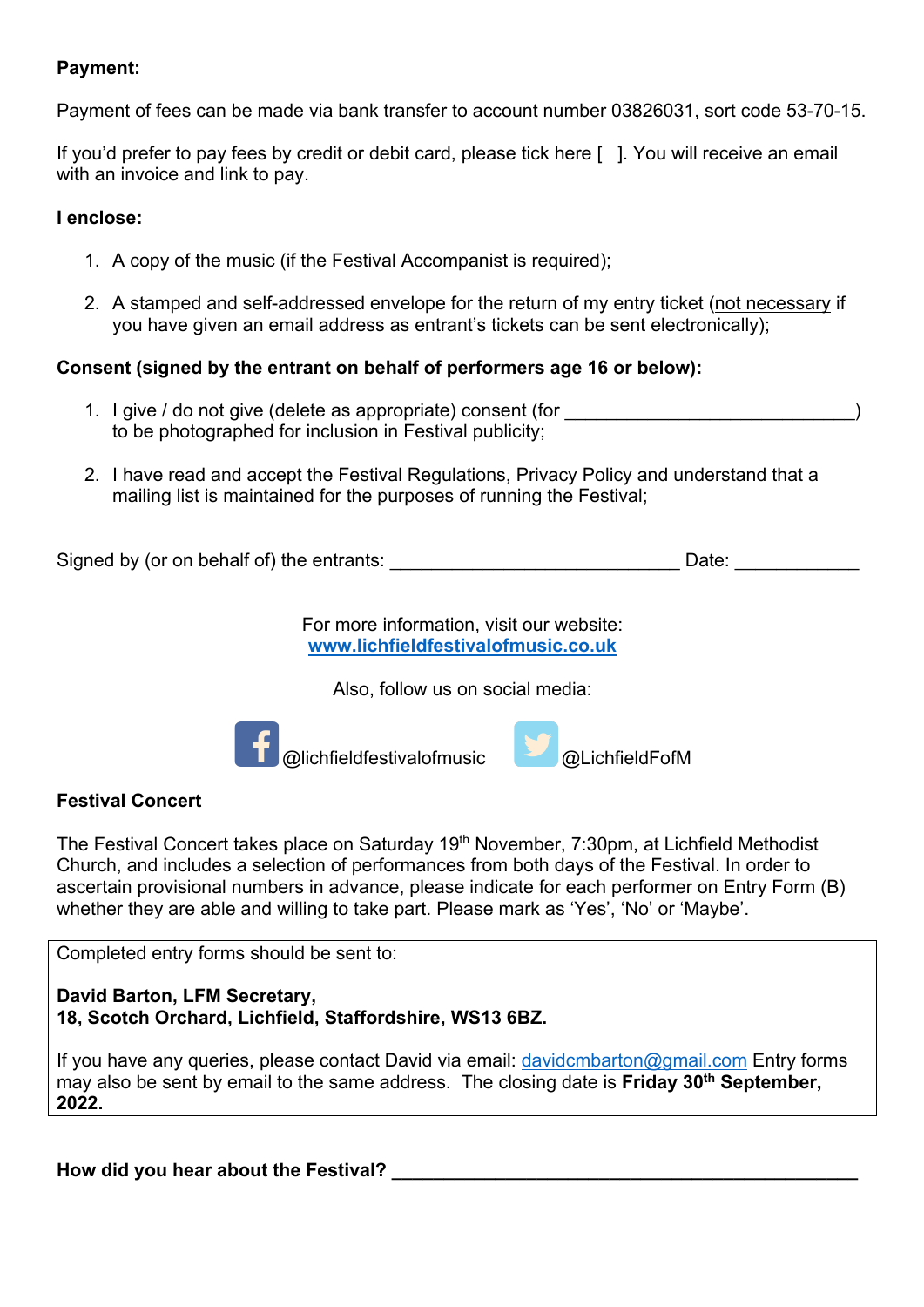**Payment:**

Payment of fees can be made via bank transfer to account number 03826031, sort code 53-70-15.

If you'd prefer to pay fees by credit or debit card, please tick here [ ]. You will receive an email with an invoice and link to pay.

**I enclose:**

1. A copy of the music (if the Festival Accompanist is required);
2. A stamped and self-addressed envelope for the return of my entry ticket (not necessary if you have given an email address as entrant's tickets can be sent electronically);

**Consent (signed by the entrant on behalf of performers age 16 or below):**

1. I give / do not give (delete as appropriate) consent (for ____________________________) to be photographed for inclusion in Festival publicity;
2. I have read and accept the Festival Regulations, Privacy Policy and understand that a mailing list is maintained for the purposes of running the Festival;

Signed by (or on behalf of) the entrants: ____________________________ Date: ____________

For more information, visit our website: **www.lichfieldfestivalofmusic.co.uk**

Also, follow us on social media:

@lichfieldfestivalofmusic @LichfieldFofM

**Festival Concert**

The Festival Concert takes place on Saturday 19th November, 7:30pm, at Lichfield Methodist Church, and includes a selection of performances from both days of the Festival. In order to ascertain provisional numbers in advance, please indicate for each performer on Entry Form (B) whether they are able and willing to take part. Please mark as 'Yes', 'No' or 'Maybe'.

Completed entry forms should be sent to:

**David Barton, LFM Secretary,**
**18, Scotch Orchard, Lichfield, Staffordshire, WS13 6BZ.**

If you have any queries, please contact David via email: davidcmbarton@gmail.com Entry forms may also be sent by email to the same address. The closing date is **Friday 30th September, 2022.**

**How did you hear about the Festival? ______________________________________________**